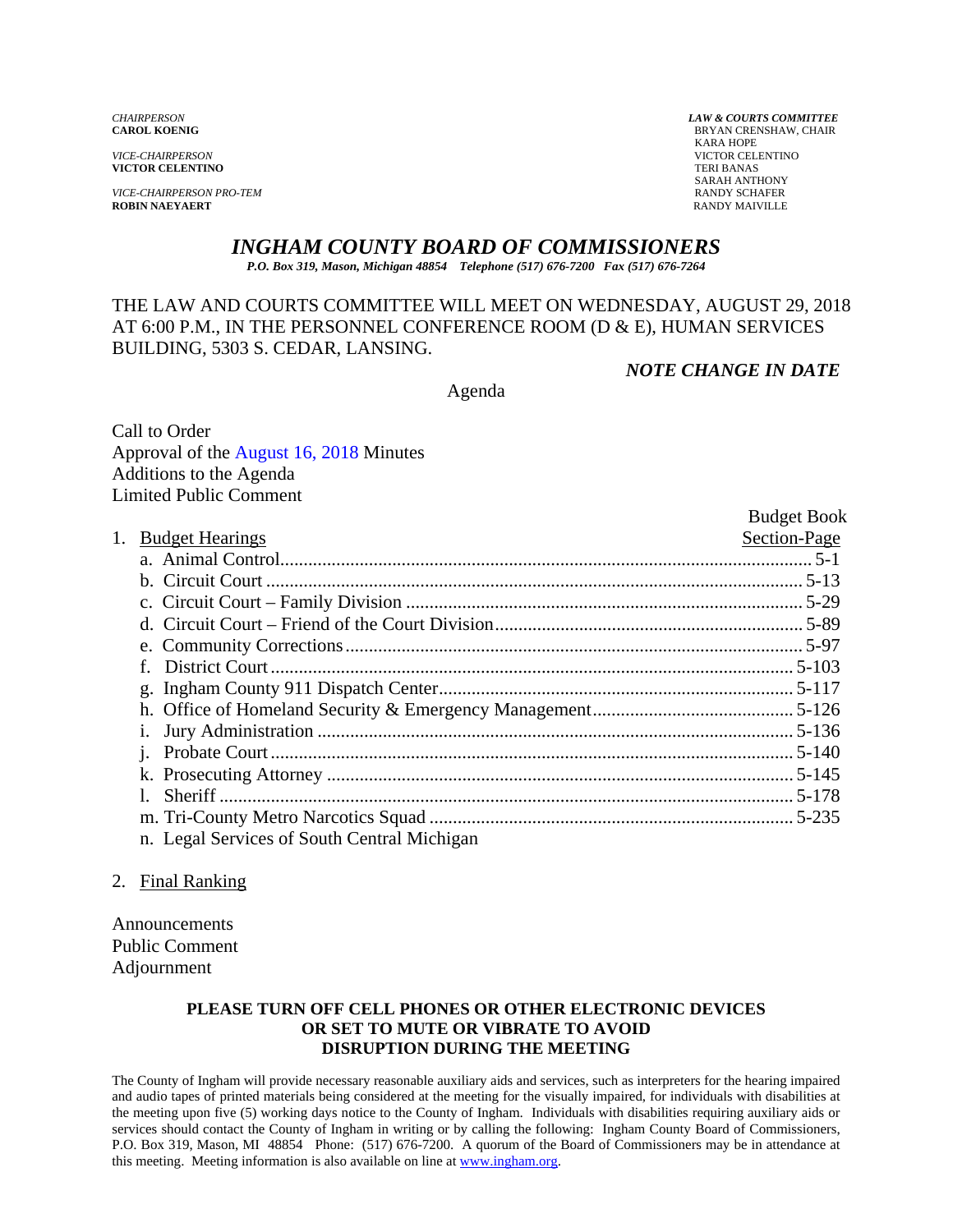*CHAIRPERSON*
**CAROL KOENIG**

*VICE-CHAIRPERSON*
**VICTOR CELENTINO**

*VICE-CHAIRPERSON PRO-TEM*
**ROBIN NAEYAERT**

***LAW & COURTS COMMITTEE***
BRYAN CRENSHAW, CHAIR
KARA HOPE
VICTOR CELENTINO
TERI BANAS
SARAH ANTHONY
RANDY SCHAFER
RANDY MAIVILLE

# *INGHAM COUNTY BOARD OF COMMISSIONERS*

***P.O. Box 319, Mason, Michigan 48854 Telephone (517) 676-7200 Fax (517) 676-7264***

THE LAW AND COURTS COMMITTEE WILL MEET ON WEDNESDAY, AUGUST 29, 2018 AT 6:00 P.M., IN THE PERSONNEL CONFERENCE ROOM (D & E), HUMAN SERVICES BUILDING, 5303 S. CEDAR, LANSING.

***NOTE CHANGE IN DATE***

Agenda

Call to Order
Approval of the August 16, 2018 Minutes
Additions to the Agenda
Limited Public Comment

| 1. Budget Hearings | Budget Book Section-Page |
|---|---|
| a. Animal Control | 5-1 |
| b. Circuit Court | 5-13 |
| c. Circuit Court – Family Division | 5-29 |
| d. Circuit Court – Friend of the Court Division | 5-89 |
| e. Community Corrections | 5-97 |
| f. District Court | 5-103 |
| g. Ingham County 911 Dispatch Center | 5-117 |
| h. Office of Homeland Security & Emergency Management | 5-126 |
| i. Jury Administration | 5-136 |
| j. Probate Court | 5-140 |
| k. Prosecuting Attorney | 5-145 |
| l. Sheriff | 5-178 |
| m. Tri-County Metro Narcotics Squad | 5-235 |
| n. Legal Services of South Central Michigan | |

2. Final Ranking

Announcements
Public Comment
Adjournment

**PLEASE TURN OFF CELL PHONES OR OTHER ELECTRONIC DEVICES OR SET TO MUTE OR VIBRATE TO AVOID DISRUPTION DURING THE MEETING**

The County of Ingham will provide necessary reasonable auxiliary aids and services, such as interpreters for the hearing impaired and audio tapes of printed materials being considered at the meeting for the visually impaired, for individuals with disabilities at the meeting upon five (5) working days notice to the County of Ingham. Individuals with disabilities requiring auxiliary aids or services should contact the County of Ingham in writing or by calling the following: Ingham County Board of Commissioners, P.O. Box 319, Mason, MI 48854 Phone: (517) 676-7200. A quorum of the Board of Commissioners may be in attendance at this meeting. Meeting information is also available on line at www.ingham.org.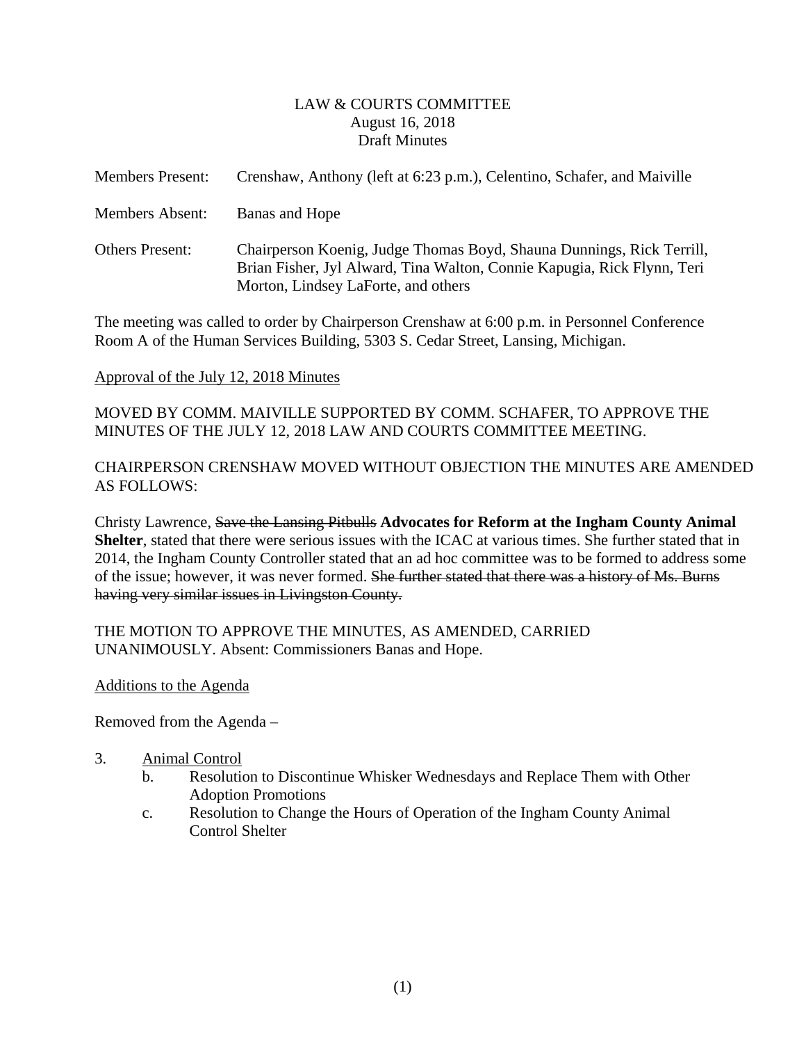LAW & COURTS COMMITTEE
August 16, 2018
Draft Minutes

Members Present: Crenshaw, Anthony (left at 6:23 p.m.), Celentino, Schafer, and Maiville

Members Absent: Banas and Hope

Others Present: Chairperson Koenig, Judge Thomas Boyd, Shauna Dunnings, Rick Terrill, Brian Fisher, Jyl Alward, Tina Walton, Connie Kapugia, Rick Flynn, Teri Morton, Lindsey LaForte, and others

The meeting was called to order by Chairperson Crenshaw at 6:00 p.m. in Personnel Conference Room A of the Human Services Building, 5303 S. Cedar Street, Lansing, Michigan.

Approval of the July 12, 2018 Minutes

MOVED BY COMM. MAIVILLE SUPPORTED BY COMM. SCHAFER, TO APPROVE THE MINUTES OF THE JULY 12, 2018 LAW AND COURTS COMMITTEE MEETING.

CHAIRPERSON CRENSHAW MOVED WITHOUT OBJECTION THE MINUTES ARE AMENDED AS FOLLOWS:

Christy Lawrence, ~~Save the Lansing Pitbulls~~ **Advocates for Reform at the Ingham County Animal Shelter**, stated that there were serious issues with the ICAC at various times. She further stated that in 2014, the Ingham County Controller stated that an ad hoc committee was to be formed to address some of the issue; however, it was never formed. ~~She further stated that there was a history of Ms. Burns having very similar issues in Livingston County.~~

THE MOTION TO APPROVE THE MINUTES, AS AMENDED, CARRIED UNANIMOUSLY. Absent: Commissioners Banas and Hope.

Additions to the Agenda

Removed from the Agenda –

3. Animal Control
   b. Resolution to Discontinue Whisker Wednesdays and Replace Them with Other Adoption Promotions
   c. Resolution to Change the Hours of Operation of the Ingham County Animal Control Shelter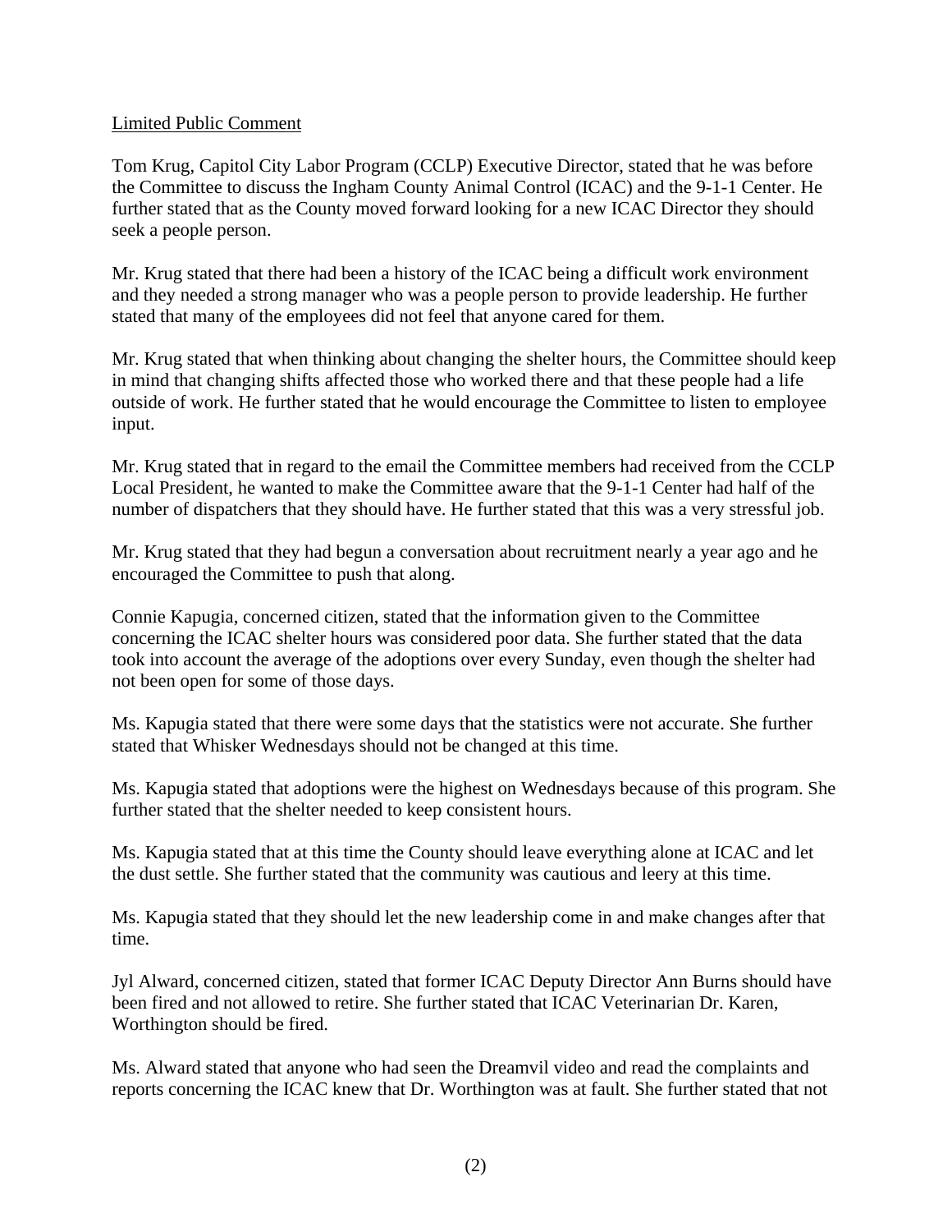Limited Public Comment

Tom Krug, Capitol City Labor Program (CCLP) Executive Director, stated that he was before the Committee to discuss the Ingham County Animal Control (ICAC) and the 9-1-1 Center. He further stated that as the County moved forward looking for a new ICAC Director they should seek a people person.

Mr. Krug stated that there had been a history of the ICAC being a difficult work environment and they needed a strong manager who was a people person to provide leadership. He further stated that many of the employees did not feel that anyone cared for them.

Mr. Krug stated that when thinking about changing the shelter hours, the Committee should keep in mind that changing shifts affected those who worked there and that these people had a life outside of work. He further stated that he would encourage the Committee to listen to employee input.

Mr. Krug stated that in regard to the email the Committee members had received from the CCLP Local President, he wanted to make the Committee aware that the 9-1-1 Center had half of the number of dispatchers that they should have. He further stated that this was a very stressful job.

Mr. Krug stated that they had begun a conversation about recruitment nearly a year ago and he encouraged the Committee to push that along.

Connie Kapugia, concerned citizen, stated that the information given to the Committee concerning the ICAC shelter hours was considered poor data. She further stated that the data took into account the average of the adoptions over every Sunday, even though the shelter had not been open for some of those days.

Ms. Kapugia stated that there were some days that the statistics were not accurate. She further stated that Whisker Wednesdays should not be changed at this time.

Ms. Kapugia stated that adoptions were the highest on Wednesdays because of this program. She further stated that the shelter needed to keep consistent hours.

Ms. Kapugia stated that at this time the County should leave everything alone at ICAC and let the dust settle. She further stated that the community was cautious and leery at this time.

Ms. Kapugia stated that they should let the new leadership come in and make changes after that time.

Jyl Alward, concerned citizen, stated that former ICAC Deputy Director Ann Burns should have been fired and not allowed to retire. She further stated that ICAC Veterinarian Dr. Karen, Worthington should be fired.

Ms. Alward stated that anyone who had seen the Dreamvil video and read the complaints and reports concerning the ICAC knew that Dr. Worthington was at fault. She further stated that not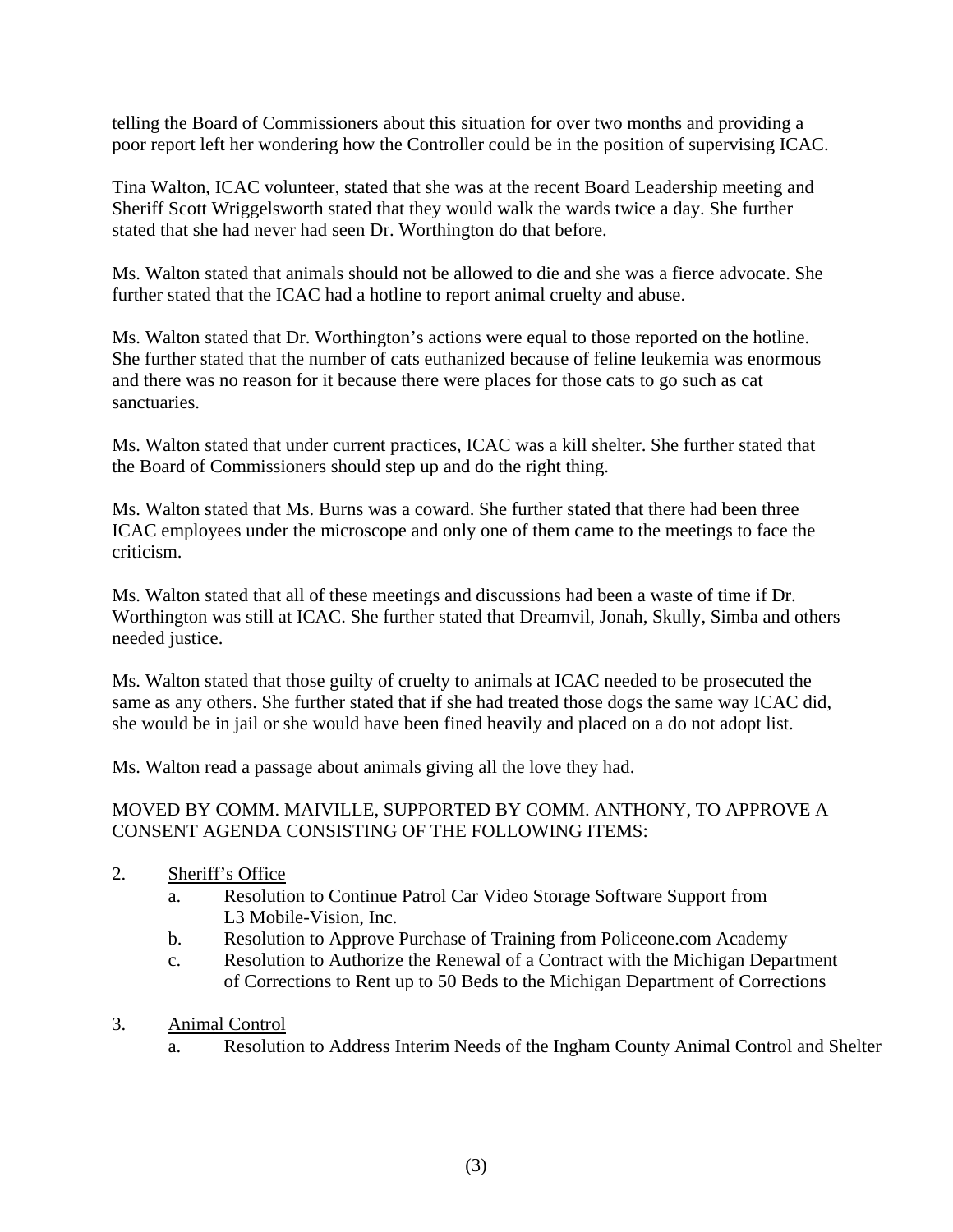telling the Board of Commissioners about this situation for over two months and providing a poor report left her wondering how the Controller could be in the position of supervising ICAC.

Tina Walton, ICAC volunteer, stated that she was at the recent Board Leadership meeting and Sheriff Scott Wriggelsworth stated that they would walk the wards twice a day. She further stated that she had never had seen Dr. Worthington do that before.

Ms. Walton stated that animals should not be allowed to die and she was a fierce advocate. She further stated that the ICAC had a hotline to report animal cruelty and abuse.

Ms. Walton stated that Dr. Worthington's actions were equal to those reported on the hotline. She further stated that the number of cats euthanized because of feline leukemia was enormous and there was no reason for it because there were places for those cats to go such as cat sanctuaries.

Ms. Walton stated that under current practices, ICAC was a kill shelter. She further stated that the Board of Commissioners should step up and do the right thing.

Ms. Walton stated that Ms. Burns was a coward. She further stated that there had been three ICAC employees under the microscope and only one of them came to the meetings to face the criticism.

Ms. Walton stated that all of these meetings and discussions had been a waste of time if Dr. Worthington was still at ICAC. She further stated that Dreamvil, Jonah, Skully, Simba and others needed justice.

Ms. Walton stated that those guilty of cruelty to animals at ICAC needed to be prosecuted the same as any others. She further stated that if she had treated those dogs the same way ICAC did, she would be in jail or she would have been fined heavily and placed on a do not adopt list.

Ms. Walton read a passage about animals giving all the love they had.

MOVED BY COMM. MAIVILLE, SUPPORTED BY COMM. ANTHONY, TO APPROVE A CONSENT AGENDA CONSISTING OF THE FOLLOWING ITEMS:

2. Sheriff's Office
   a. Resolution to Continue Patrol Car Video Storage Software Support from L3 Mobile-Vision, Inc.
   b. Resolution to Approve Purchase of Training from Policeone.com Academy
   c. Resolution to Authorize the Renewal of a Contract with the Michigan Department of Corrections to Rent up to 50 Beds to the Michigan Department of Corrections

3. Animal Control
   a. Resolution to Address Interim Needs of the Ingham County Animal Control and Shelter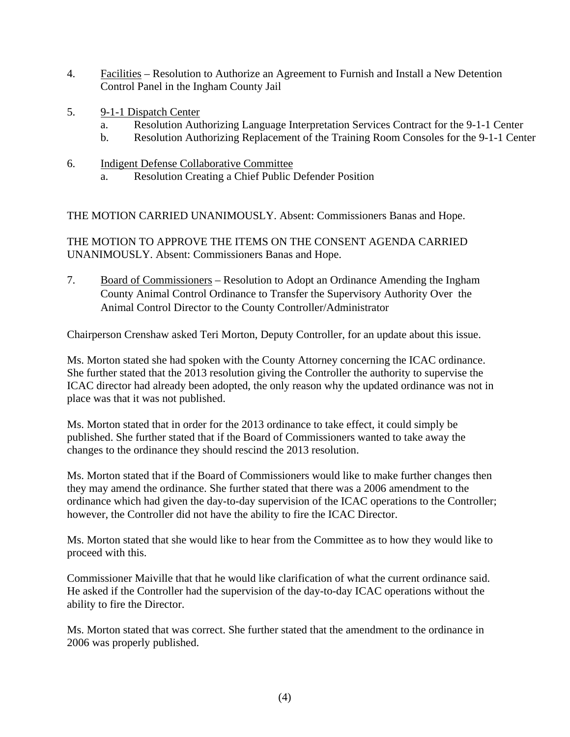4. Facilities – Resolution to Authorize an Agreement to Furnish and Install a New Detention Control Panel in the Ingham County Jail

5. 9-1-1 Dispatch Center
   a. Resolution Authorizing Language Interpretation Services Contract for the 9-1-1 Center
   b. Resolution Authorizing Replacement of the Training Room Consoles for the 9-1-1 Center

6. Indigent Defense Collaborative Committee
   a. Resolution Creating a Chief Public Defender Position

THE MOTION CARRIED UNANIMOUSLY. Absent: Commissioners Banas and Hope.

THE MOTION TO APPROVE THE ITEMS ON THE CONSENT AGENDA CARRIED UNANIMOUSLY. Absent: Commissioners Banas and Hope.

7. Board of Commissioners – Resolution to Adopt an Ordinance Amending the Ingham County Animal Control Ordinance to Transfer the Supervisory Authority Over the Animal Control Director to the County Controller/Administrator

Chairperson Crenshaw asked Teri Morton, Deputy Controller, for an update about this issue.

Ms. Morton stated she had spoken with the County Attorney concerning the ICAC ordinance. She further stated that the 2013 resolution giving the Controller the authority to supervise the ICAC director had already been adopted, the only reason why the updated ordinance was not in place was that it was not published.

Ms. Morton stated that in order for the 2013 ordinance to take effect, it could simply be published. She further stated that if the Board of Commissioners wanted to take away the changes to the ordinance they should rescind the 2013 resolution.

Ms. Morton stated that if the Board of Commissioners would like to make further changes then they may amend the ordinance. She further stated that there was a 2006 amendment to the ordinance which had given the day-to-day supervision of the ICAC operations to the Controller; however, the Controller did not have the ability to fire the ICAC Director.

Ms. Morton stated that she would like to hear from the Committee as to how they would like to proceed with this.

Commissioner Maiville that that he would like clarification of what the current ordinance said. He asked if the Controller had the supervision of the day-to-day ICAC operations without the ability to fire the Director.

Ms. Morton stated that was correct. She further stated that the amendment to the ordinance in 2006 was properly published.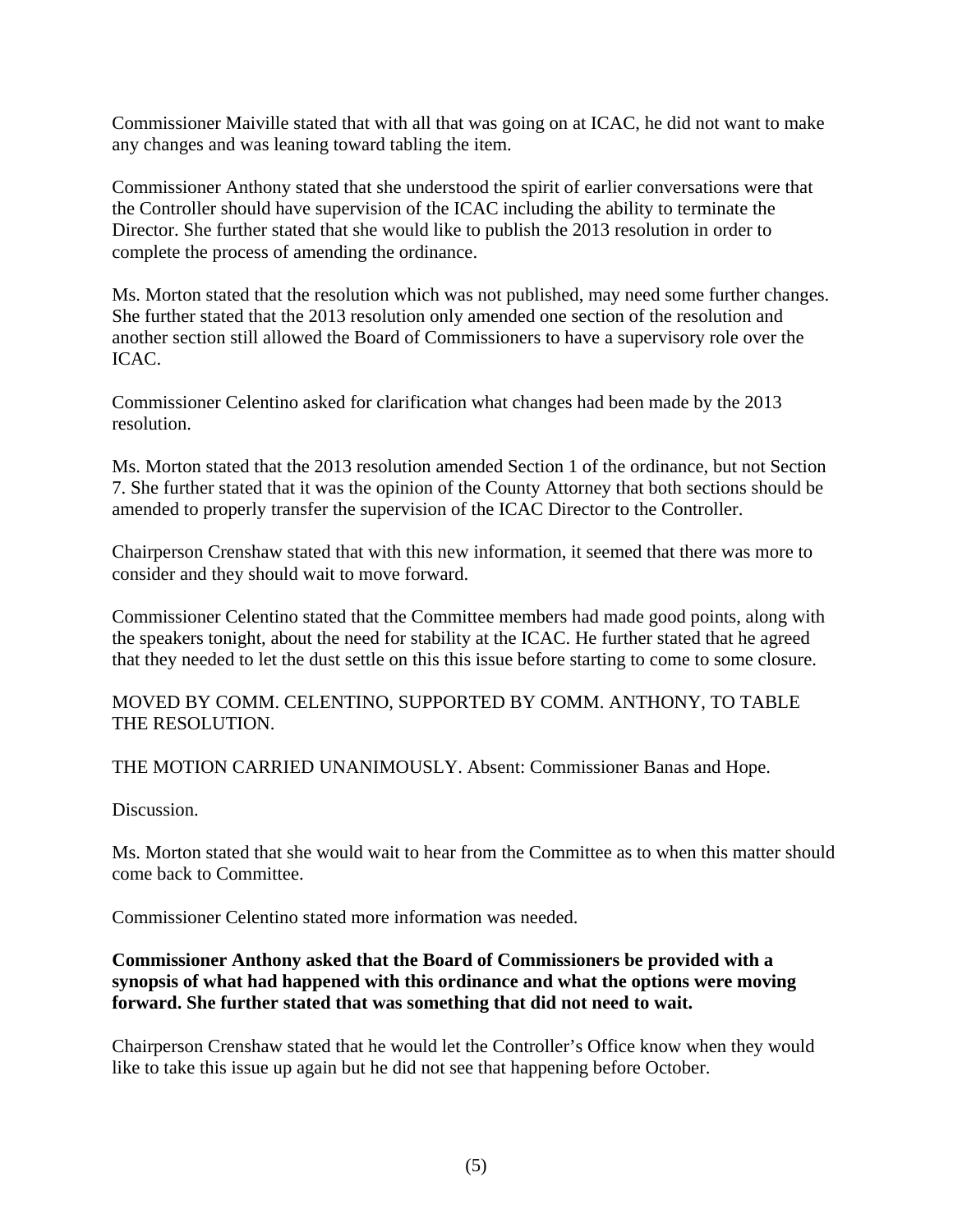Commissioner Maiville stated that with all that was going on at ICAC, he did not want to make any changes and was leaning toward tabling the item.

Commissioner Anthony stated that she understood the spirit of earlier conversations were that the Controller should have supervision of the ICAC including the ability to terminate the Director. She further stated that she would like to publish the 2013 resolution in order to complete the process of amending the ordinance.

Ms. Morton stated that the resolution which was not published, may need some further changes. She further stated that the 2013 resolution only amended one section of the resolution and another section still allowed the Board of Commissioners to have a supervisory role over the ICAC.

Commissioner Celentino asked for clarification what changes had been made by the 2013 resolution.

Ms. Morton stated that the 2013 resolution amended Section 1 of the ordinance, but not Section 7. She further stated that it was the opinion of the County Attorney that both sections should be amended to properly transfer the supervision of the ICAC Director to the Controller.

Chairperson Crenshaw stated that with this new information, it seemed that there was more to consider and they should wait to move forward.

Commissioner Celentino stated that the Committee members had made good points, along with the speakers tonight, about the need for stability at the ICAC. He further stated that he agreed that they needed to let the dust settle on this this issue before starting to come to some closure.

MOVED BY COMM. CELENTINO, SUPPORTED BY COMM. ANTHONY, TO TABLE THE RESOLUTION.

THE MOTION CARRIED UNANIMOUSLY. Absent: Commissioner Banas and Hope.

Discussion.

Ms. Morton stated that she would wait to hear from the Committee as to when this matter should come back to Committee.

Commissioner Celentino stated more information was needed.

**Commissioner Anthony asked that the Board of Commissioners be provided with a synopsis of what had happened with this ordinance and what the options were moving forward. She further stated that was something that did not need to wait.**

Chairperson Crenshaw stated that he would let the Controller's Office know when they would like to take this issue up again but he did not see that happening before October.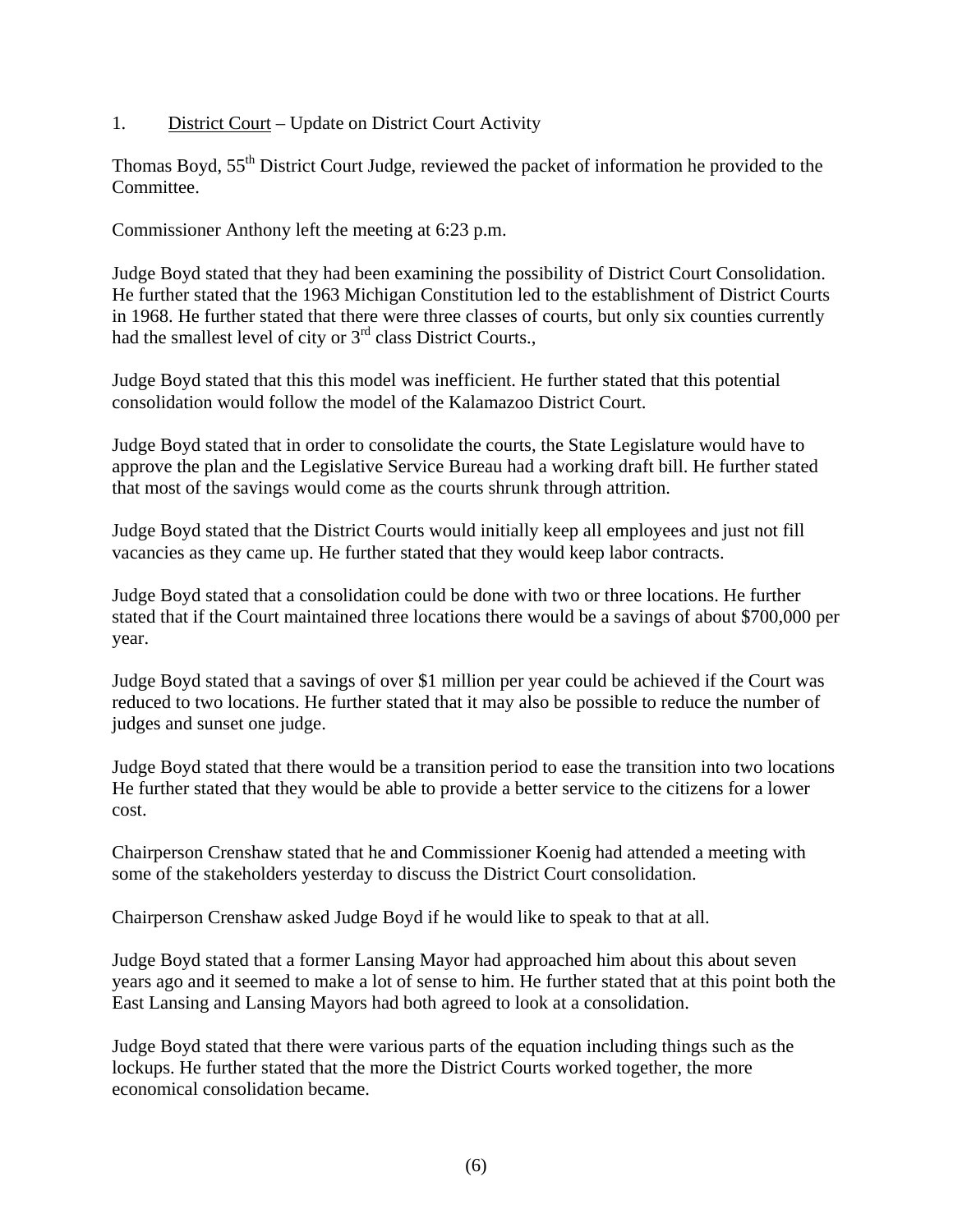1. <u>District Court</u> – Update on District Court Activity

Thomas Boyd, 55th District Court Judge, reviewed the packet of information he provided to the Committee.

Commissioner Anthony left the meeting at 6:23 p.m.

Judge Boyd stated that they had been examining the possibility of District Court Consolidation. He further stated that the 1963 Michigan Constitution led to the establishment of District Courts in 1968. He further stated that there were three classes of courts, but only six counties currently had the smallest level of city or 3rd class District Courts.,

Judge Boyd stated that this this model was inefficient. He further stated that this potential consolidation would follow the model of the Kalamazoo District Court.

Judge Boyd stated that in order to consolidate the courts, the State Legislature would have to approve the plan and the Legislative Service Bureau had a working draft bill. He further stated that most of the savings would come as the courts shrunk through attrition.

Judge Boyd stated that the District Courts would initially keep all employees and just not fill vacancies as they came up. He further stated that they would keep labor contracts.

Judge Boyd stated that a consolidation could be done with two or three locations. He further stated that if the Court maintained three locations there would be a savings of about $700,000 per year.

Judge Boyd stated that a savings of over $1 million per year could be achieved if the Court was reduced to two locations. He further stated that it may also be possible to reduce the number of judges and sunset one judge.

Judge Boyd stated that there would be a transition period to ease the transition into two locations He further stated that they would be able to provide a better service to the citizens for a lower cost.

Chairperson Crenshaw stated that he and Commissioner Koenig had attended a meeting with some of the stakeholders yesterday to discuss the District Court consolidation.

Chairperson Crenshaw asked Judge Boyd if he would like to speak to that at all.

Judge Boyd stated that a former Lansing Mayor had approached him about this about seven years ago and it seemed to make a lot of sense to him. He further stated that at this point both the East Lansing and Lansing Mayors had both agreed to look at a consolidation.

Judge Boyd stated that there were various parts of the equation including things such as the lockups. He further stated that the more the District Courts worked together, the more economical consolidation became.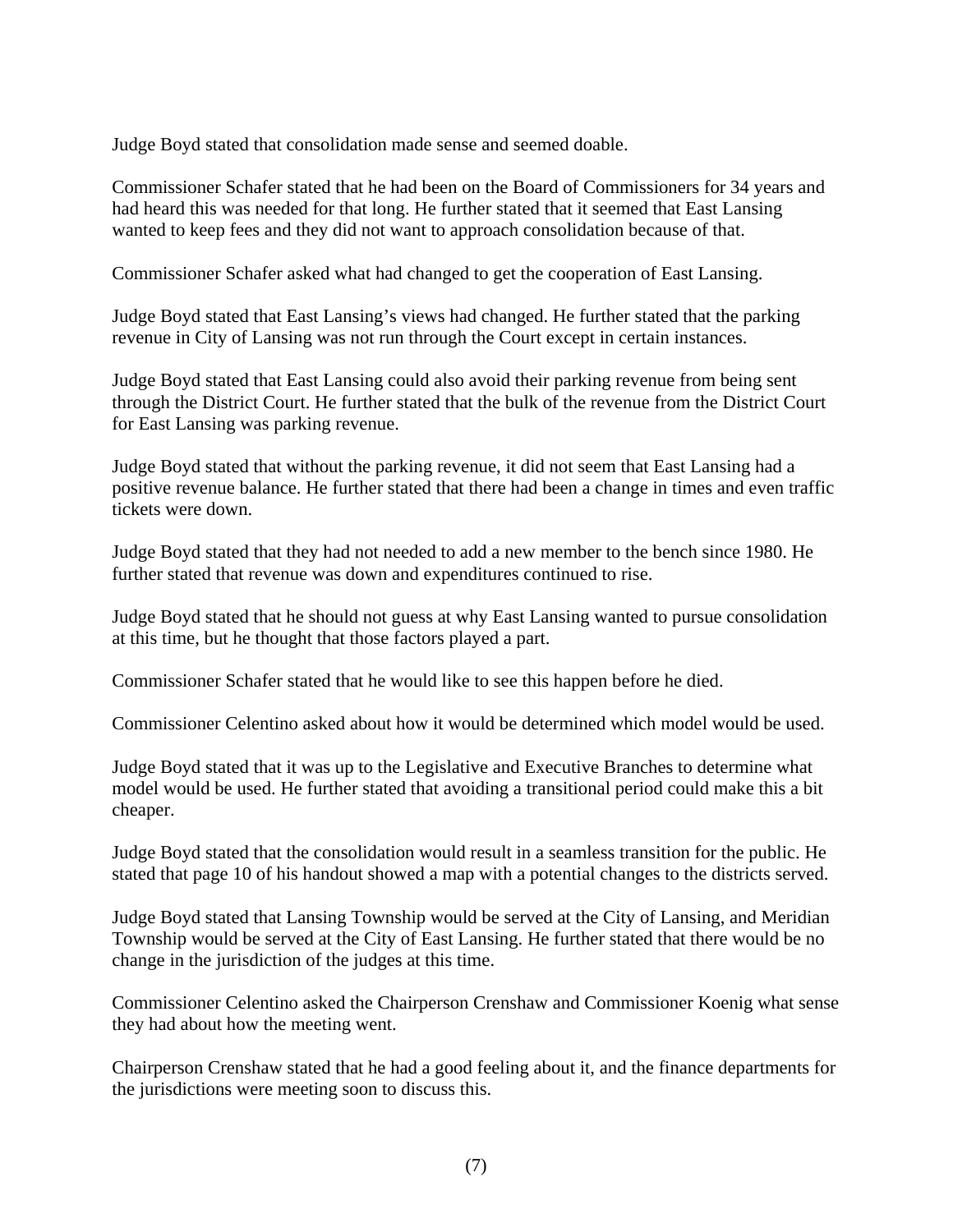Judge Boyd stated that consolidation made sense and seemed doable.

Commissioner Schafer stated that he had been on the Board of Commissioners for 34 years and had heard this was needed for that long. He further stated that it seemed that East Lansing wanted to keep fees and they did not want to approach consolidation because of that.

Commissioner Schafer asked what had changed to get the cooperation of East Lansing.

Judge Boyd stated that East Lansing's views had changed. He further stated that the parking revenue in City of Lansing was not run through the Court except in certain instances.

Judge Boyd stated that East Lansing could also avoid their parking revenue from being sent through the District Court. He further stated that the bulk of the revenue from the District Court for East Lansing was parking revenue.

Judge Boyd stated that without the parking revenue, it did not seem that East Lansing had a positive revenue balance. He further stated that there had been a change in times and even traffic tickets were down.

Judge Boyd stated that they had not needed to add a new member to the bench since 1980. He further stated that revenue was down and expenditures continued to rise.

Judge Boyd stated that he should not guess at why East Lansing wanted to pursue consolidation at this time, but he thought that those factors played a part.

Commissioner Schafer stated that he would like to see this happen before he died.

Commissioner Celentino asked about how it would be determined which model would be used.

Judge Boyd stated that it was up to the Legislative and Executive Branches to determine what model would be used. He further stated that avoiding a transitional period could make this a bit cheaper.

Judge Boyd stated that the consolidation would result in a seamless transition for the public. He stated that page 10 of his handout showed a map with a potential changes to the districts served.

Judge Boyd stated that Lansing Township would be served at the City of Lansing, and Meridian Township would be served at the City of East Lansing. He further stated that there would be no change in the jurisdiction of the judges at this time.

Commissioner Celentino asked the Chairperson Crenshaw and Commissioner Koenig what sense they had about how the meeting went.

Chairperson Crenshaw stated that he had a good feeling about it, and the finance departments for the jurisdictions were meeting soon to discuss this.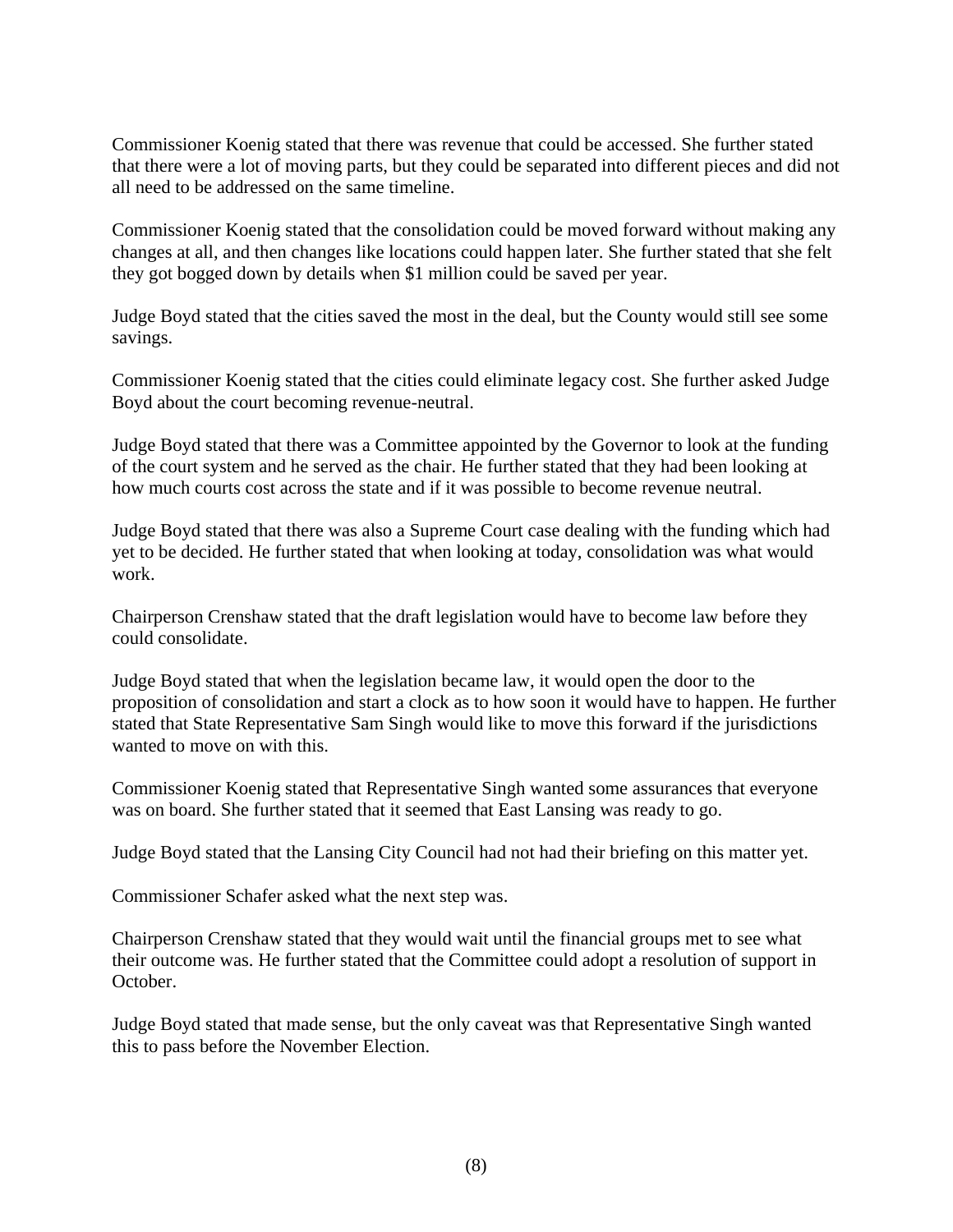Commissioner Koenig stated that there was revenue that could be accessed. She further stated that there were a lot of moving parts, but they could be separated into different pieces and did not all need to be addressed on the same timeline.

Commissioner Koenig stated that the consolidation could be moved forward without making any changes at all, and then changes like locations could happen later. She further stated that she felt they got bogged down by details when $1 million could be saved per year.

Judge Boyd stated that the cities saved the most in the deal, but the County would still see some savings.

Commissioner Koenig stated that the cities could eliminate legacy cost. She further asked Judge Boyd about the court becoming revenue-neutral.

Judge Boyd stated that there was a Committee appointed by the Governor to look at the funding of the court system and he served as the chair. He further stated that they had been looking at how much courts cost across the state and if it was possible to become revenue neutral.

Judge Boyd stated that there was also a Supreme Court case dealing with the funding which had yet to be decided. He further stated that when looking at today, consolidation was what would work.

Chairperson Crenshaw stated that the draft legislation would have to become law before they could consolidate.

Judge Boyd stated that when the legislation became law, it would open the door to the proposition of consolidation and start a clock as to how soon it would have to happen. He further stated that State Representative Sam Singh would like to move this forward if the jurisdictions wanted to move on with this.

Commissioner Koenig stated that Representative Singh wanted some assurances that everyone was on board. She further stated that it seemed that East Lansing was ready to go.

Judge Boyd stated that the Lansing City Council had not had their briefing on this matter yet.

Commissioner Schafer asked what the next step was.

Chairperson Crenshaw stated that they would wait until the financial groups met to see what their outcome was. He further stated that the Committee could adopt a resolution of support in October.

Judge Boyd stated that made sense, but the only caveat was that Representative Singh wanted this to pass before the November Election.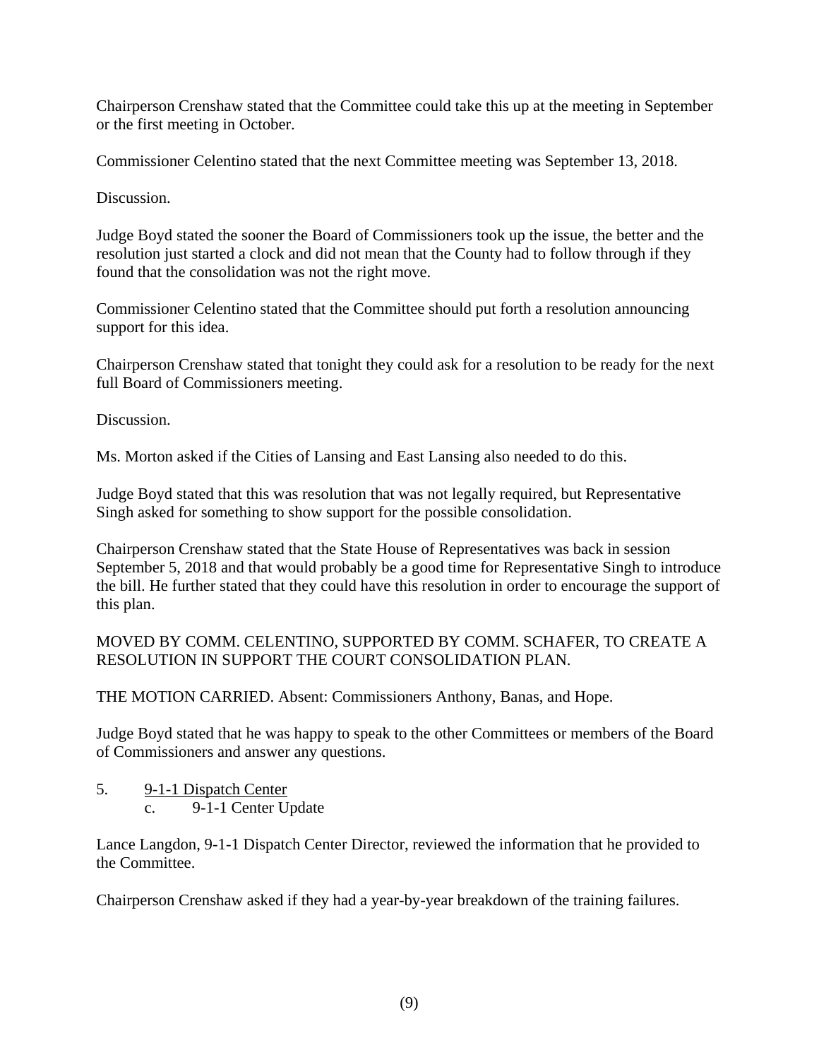Chairperson Crenshaw stated that the Committee could take this up at the meeting in September or the first meeting in October.

Commissioner Celentino stated that the next Committee meeting was September 13, 2018.

Discussion.

Judge Boyd stated the sooner the Board of Commissioners took up the issue, the better and the resolution just started a clock and did not mean that the County had to follow through if they found that the consolidation was not the right move.

Commissioner Celentino stated that the Committee should put forth a resolution announcing support for this idea.

Chairperson Crenshaw stated that tonight they could ask for a resolution to be ready for the next full Board of Commissioners meeting.

Discussion.

Ms. Morton asked if the Cities of Lansing and East Lansing also needed to do this.

Judge Boyd stated that this was resolution that was not legally required, but Representative Singh asked for something to show support for the possible consolidation.

Chairperson Crenshaw stated that the State House of Representatives was back in session September 5, 2018 and that would probably be a good time for Representative Singh to introduce the bill. He further stated that they could have this resolution in order to encourage the support of this plan.

MOVED BY COMM. CELENTINO, SUPPORTED BY COMM. SCHAFER, TO CREATE A RESOLUTION IN SUPPORT THE COURT CONSOLIDATION PLAN.

THE MOTION CARRIED. Absent: Commissioners Anthony, Banas, and Hope.

Judge Boyd stated that he was happy to speak to the other Committees or members of the Board of Commissioners and answer any questions.

5. <u>9-1-1 Dispatch Center</u>
   c. 9-1-1 Center Update

Lance Langdon, 9-1-1 Dispatch Center Director, reviewed the information that he provided to the Committee.

Chairperson Crenshaw asked if they had a year-by-year breakdown of the training failures.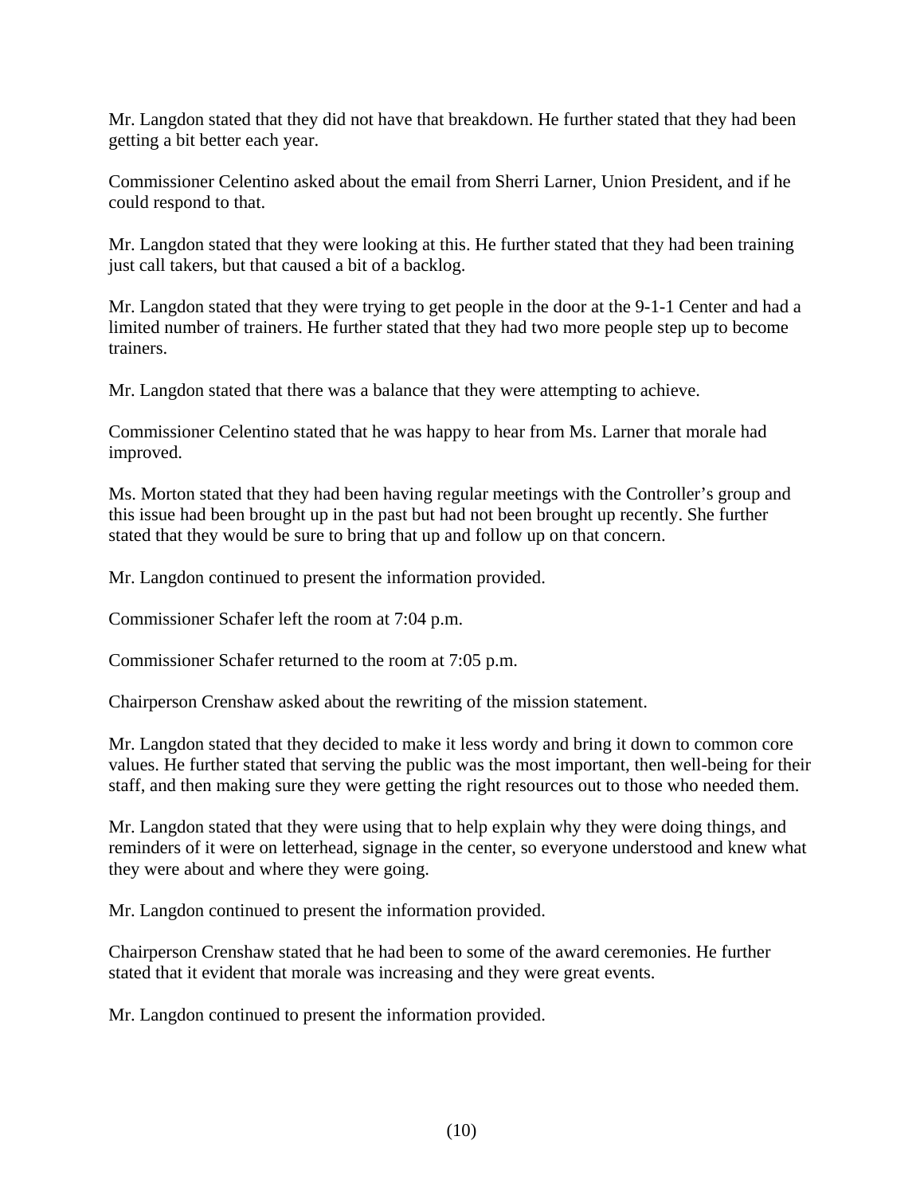Mr. Langdon stated that they did not have that breakdown. He further stated that they had been getting a bit better each year.

Commissioner Celentino asked about the email from Sherri Larner, Union President, and if he could respond to that.

Mr. Langdon stated that they were looking at this. He further stated that they had been training just call takers, but that caused a bit of a backlog.

Mr. Langdon stated that they were trying to get people in the door at the 9-1-1 Center and had a limited number of trainers. He further stated that they had two more people step up to become trainers.

Mr. Langdon stated that there was a balance that they were attempting to achieve.

Commissioner Celentino stated that he was happy to hear from Ms. Larner that morale had improved.

Ms. Morton stated that they had been having regular meetings with the Controller's group and this issue had been brought up in the past but had not been brought up recently. She further stated that they would be sure to bring that up and follow up on that concern.

Mr. Langdon continued to present the information provided.

Commissioner Schafer left the room at 7:04 p.m.

Commissioner Schafer returned to the room at 7:05 p.m.

Chairperson Crenshaw asked about the rewriting of the mission statement.

Mr. Langdon stated that they decided to make it less wordy and bring it down to common core values. He further stated that serving the public was the most important, then well-being for their staff, and then making sure they were getting the right resources out to those who needed them.

Mr. Langdon stated that they were using that to help explain why they were doing things, and reminders of it were on letterhead, signage in the center, so everyone understood and knew what they were about and where they were going.

Mr. Langdon continued to present the information provided.

Chairperson Crenshaw stated that he had been to some of the award ceremonies. He further stated that it evident that morale was increasing and they were great events.

Mr. Langdon continued to present the information provided.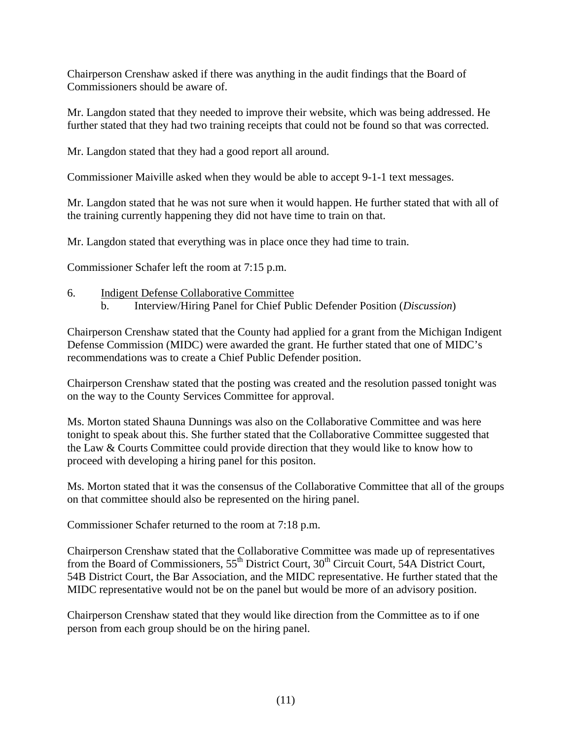Chairperson Crenshaw asked if there was anything in the audit findings that the Board of Commissioners should be aware of.

Mr. Langdon stated that they needed to improve their website, which was being addressed. He further stated that they had two training receipts that could not be found so that was corrected.

Mr. Langdon stated that they had a good report all around.

Commissioner Maiville asked when they would be able to accept 9-1-1 text messages.

Mr. Langdon stated that he was not sure when it would happen. He further stated that with all of the training currently happening they did not have time to train on that.

Mr. Langdon stated that everything was in place once they had time to train.

Commissioner Schafer left the room at 7:15 p.m.

6. Indigent Defense Collaborative Committee
   b. Interview/Hiring Panel for Chief Public Defender Position (*Discussion*)

Chairperson Crenshaw stated that the County had applied for a grant from the Michigan Indigent Defense Commission (MIDC) were awarded the grant. He further stated that one of MIDC's recommendations was to create a Chief Public Defender position.

Chairperson Crenshaw stated that the posting was created and the resolution passed tonight was on the way to the County Services Committee for approval.

Ms. Morton stated Shauna Dunnings was also on the Collaborative Committee and was here tonight to speak about this. She further stated that the Collaborative Committee suggested that the Law & Courts Committee could provide direction that they would like to know how to proceed with developing a hiring panel for this positon.

Ms. Morton stated that it was the consensus of the Collaborative Committee that all of the groups on that committee should also be represented on the hiring panel.

Commissioner Schafer returned to the room at 7:18 p.m.

Chairperson Crenshaw stated that the Collaborative Committee was made up of representatives from the Board of Commissioners, 55th District Court, 30th Circuit Court, 54A District Court, 54B District Court, the Bar Association, and the MIDC representative. He further stated that the MIDC representative would not be on the panel but would be more of an advisory position.

Chairperson Crenshaw stated that they would like direction from the Committee as to if one person from each group should be on the hiring panel.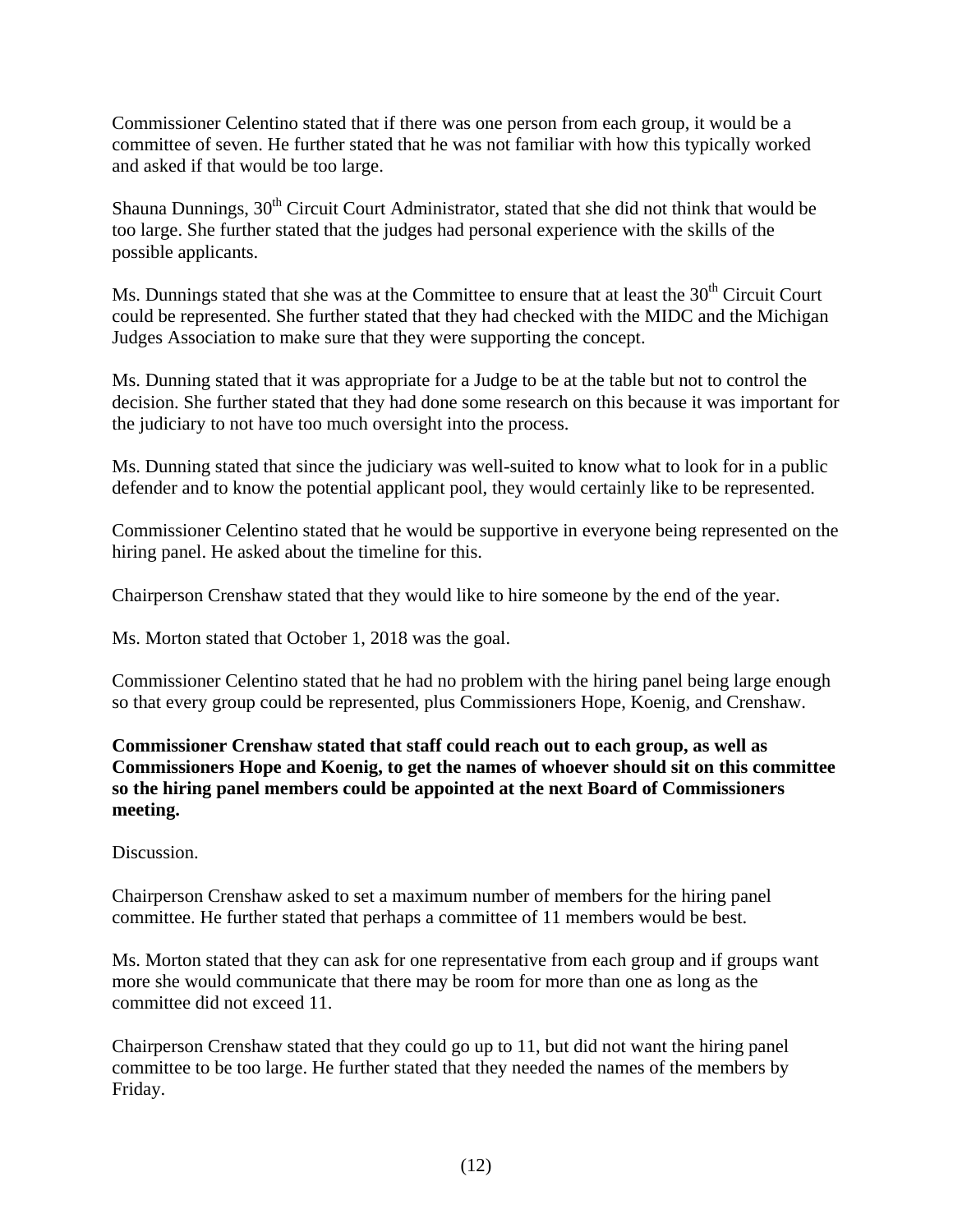Commissioner Celentino stated that if there was one person from each group, it would be a committee of seven. He further stated that he was not familiar with how this typically worked and asked if that would be too large.

Shauna Dunnings, 30th Circuit Court Administrator, stated that she did not think that would be too large. She further stated that the judges had personal experience with the skills of the possible applicants.

Ms. Dunnings stated that she was at the Committee to ensure that at least the 30th Circuit Court could be represented. She further stated that they had checked with the MIDC and the Michigan Judges Association to make sure that they were supporting the concept.

Ms. Dunning stated that it was appropriate for a Judge to be at the table but not to control the decision. She further stated that they had done some research on this because it was important for the judiciary to not have too much oversight into the process.

Ms. Dunning stated that since the judiciary was well-suited to know what to look for in a public defender and to know the potential applicant pool, they would certainly like to be represented.

Commissioner Celentino stated that he would be supportive in everyone being represented on the hiring panel. He asked about the timeline for this.

Chairperson Crenshaw stated that they would like to hire someone by the end of the year.

Ms. Morton stated that October 1, 2018 was the goal.

Commissioner Celentino stated that he had no problem with the hiring panel being large enough so that every group could be represented, plus Commissioners Hope, Koenig, and Crenshaw.

**Commissioner Crenshaw stated that staff could reach out to each group, as well as Commissioners Hope and Koenig, to get the names of whoever should sit on this committee so the hiring panel members could be appointed at the next Board of Commissioners meeting.**

Discussion.

Chairperson Crenshaw asked to set a maximum number of members for the hiring panel committee. He further stated that perhaps a committee of 11 members would be best.

Ms. Morton stated that they can ask for one representative from each group and if groups want more she would communicate that there may be room for more than one as long as the committee did not exceed 11.

Chairperson Crenshaw stated that they could go up to 11, but did not want the hiring panel committee to be too large. He further stated that they needed the names of the members by Friday.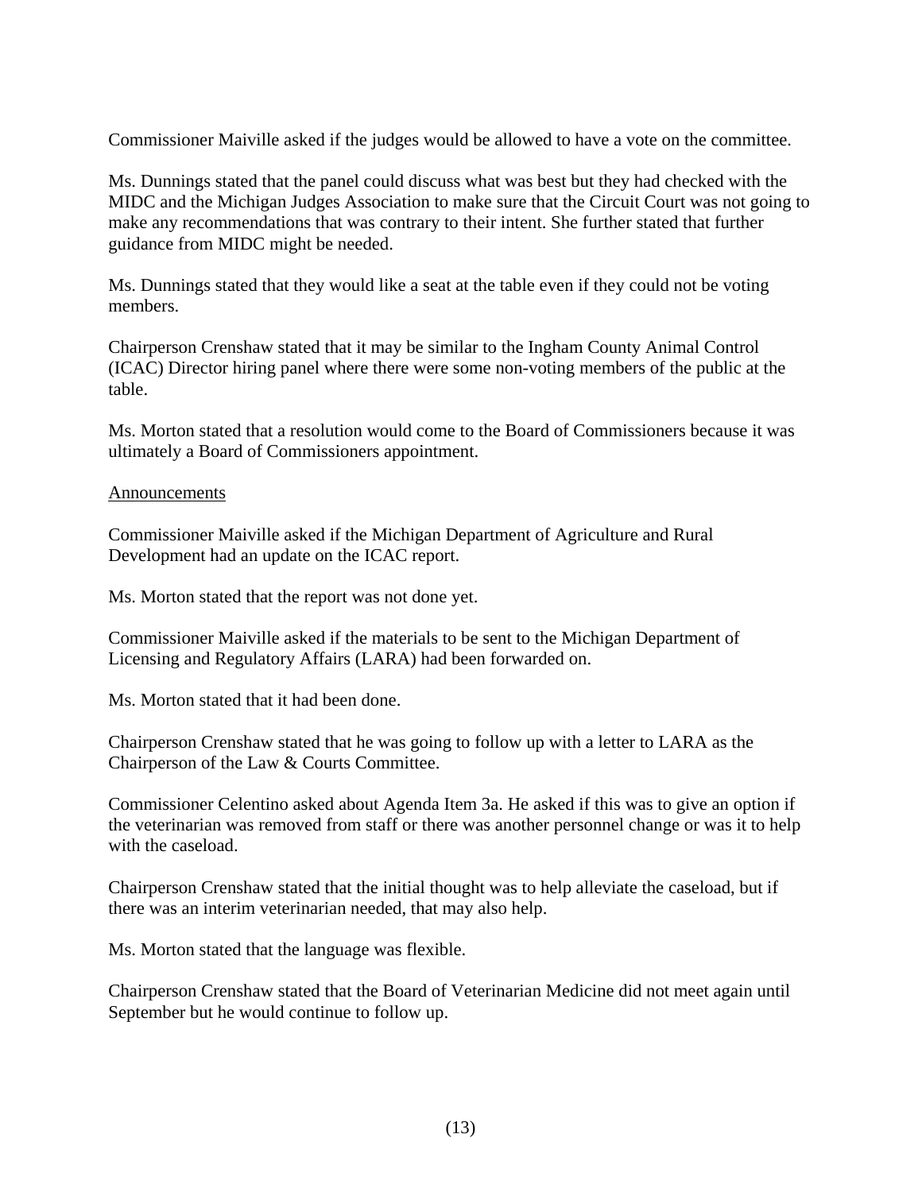Commissioner Maiville asked if the judges would be allowed to have a vote on the committee.

Ms. Dunnings stated that the panel could discuss what was best but they had checked with the MIDC and the Michigan Judges Association to make sure that the Circuit Court was not going to make any recommendations that was contrary to their intent. She further stated that further guidance from MIDC might be needed.

Ms. Dunnings stated that they would like a seat at the table even if they could not be voting members.

Chairperson Crenshaw stated that it may be similar to the Ingham County Animal Control (ICAC) Director hiring panel where there were some non-voting members of the public at the table.

Ms. Morton stated that a resolution would come to the Board of Commissioners because it was ultimately a Board of Commissioners appointment.

<u>Announcements</u>

Commissioner Maiville asked if the Michigan Department of Agriculture and Rural Development had an update on the ICAC report.

Ms. Morton stated that the report was not done yet.

Commissioner Maiville asked if the materials to be sent to the Michigan Department of Licensing and Regulatory Affairs (LARA) had been forwarded on.

Ms. Morton stated that it had been done.

Chairperson Crenshaw stated that he was going to follow up with a letter to LARA as the Chairperson of the Law & Courts Committee.

Commissioner Celentino asked about Agenda Item 3a. He asked if this was to give an option if the veterinarian was removed from staff or there was another personnel change or was it to help with the caseload.

Chairperson Crenshaw stated that the initial thought was to help alleviate the caseload, but if there was an interim veterinarian needed, that may also help.

Ms. Morton stated that the language was flexible.

Chairperson Crenshaw stated that the Board of Veterinarian Medicine did not meet again until September but he would continue to follow up.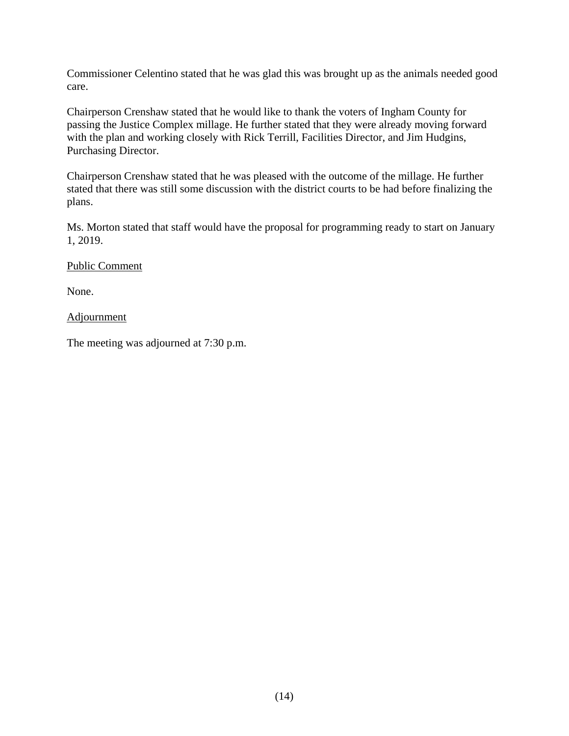Commissioner Celentino stated that he was glad this was brought up as the animals needed good care.

Chairperson Crenshaw stated that he would like to thank the voters of Ingham County for passing the Justice Complex millage. He further stated that they were already moving forward with the plan and working closely with Rick Terrill, Facilities Director, and Jim Hudgins, Purchasing Director.

Chairperson Crenshaw stated that he was pleased with the outcome of the millage. He further stated that there was still some discussion with the district courts to be had before finalizing the plans.

Ms. Morton stated that staff would have the proposal for programming ready to start on January 1, 2019.

<u>Public Comment</u>

None.

<u>Adjournment</u>

The meeting was adjourned at 7:30 p.m.